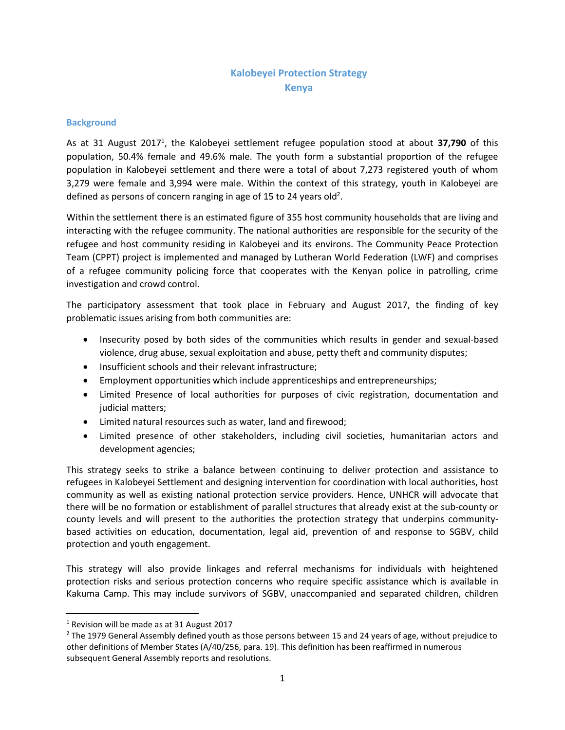# Kalobeyei Protection Strategy
# Kenya

## Background

As at 31 August 2017[1], the Kalobeyei settlement refugee population stood at about **37,790** of this population, 50.4% female and 49.6% male. The youth form a substantial proportion of the refugee population in Kalobeyei settlement and there were a total of about 7,273 registered youth of whom 3,279 were female and 3,994 were male. Within the context of this strategy, youth in Kalobeyei are defined as persons of concern ranging in age of 15 to 24 years old[2].

Within the settlement there is an estimated figure of 355 host community households that are living and interacting with the refugee community. The national authorities are responsible for the security of the refugee and host community residing in Kalobeyei and its environs. The Community Peace Protection Team (CPPT) project is implemented and managed by Lutheran World Federation (LWF) and comprises of a refugee community policing force that cooperates with the Kenyan police in patrolling, crime investigation and crowd control.

The participatory assessment that took place in February and August 2017, the finding of key problematic issues arising from both communities are:

- Insecurity posed by both sides of the communities which results in gender and sexual-based violence, drug abuse, sexual exploitation and abuse, petty theft and community disputes;
- Insufficient schools and their relevant infrastructure;
- Employment opportunities which include apprenticeships and entrepreneurships;
- Limited Presence of local authorities for purposes of civic registration, documentation and judicial matters;
- Limited natural resources such as water, land and firewood;
- Limited presence of other stakeholders, including civil societies, humanitarian actors and development agencies;

This strategy seeks to strike a balance between continuing to deliver protection and assistance to refugees in Kalobeyei Settlement and designing intervention for coordination with local authorities, host community as well as existing national protection service providers. Hence, UNHCR will advocate that there will be no formation or establishment of parallel structures that already exist at the sub-county or county levels and will present to the authorities the protection strategy that underpins community-based activities on education, documentation, legal aid, prevention of and response to SGBV, child protection and youth engagement.

This strategy will also provide linkages and referral mechanisms for individuals with heightened protection risks and serious protection concerns who require specific assistance which is available in Kakuma Camp. This may include survivors of SGBV, unaccompanied and separated children, children

---

[1] Revision will be made as at 31 August 2017

[2] The 1979 General Assembly defined youth as those persons between 15 and 24 years of age, without prejudice to other definitions of Member States (A/40/256, para. 19). This definition has been reaffirmed in numerous subsequent General Assembly reports and resolutions.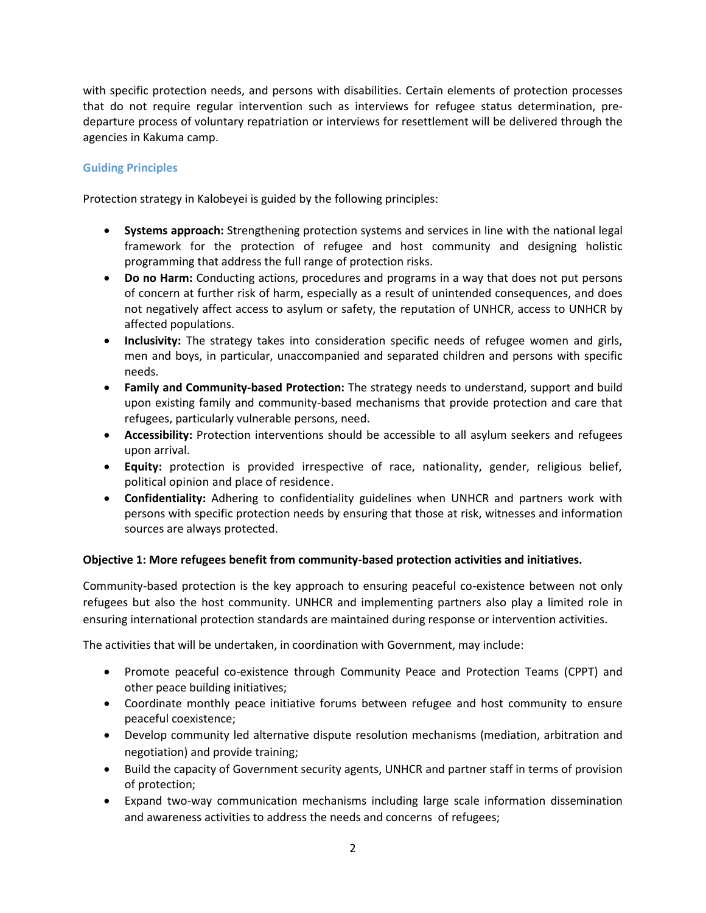with specific protection needs, and persons with disabilities. Certain elements of protection processes that do not require regular intervention such as interviews for refugee status determination, pre-departure process of voluntary repatriation or interviews for resettlement will be delivered through the agencies in Kakuma camp.

### Guiding Principles

Protection strategy in Kalobeyei is guided by the following principles:

- **Systems approach:** Strengthening protection systems and services in line with the national legal framework for the protection of refugee and host community and designing holistic programming that address the full range of protection risks.
- **Do no Harm:** Conducting actions, procedures and programs in a way that does not put persons of concern at further risk of harm, especially as a result of unintended consequences, and does not negatively affect access to asylum or safety, the reputation of UNHCR, access to UNHCR by affected populations.
- **Inclusivity:** The strategy takes into consideration specific needs of refugee women and girls, men and boys, in particular, unaccompanied and separated children and persons with specific needs.
- **Family and Community-based Protection:** The strategy needs to understand, support and build upon existing family and community-based mechanisms that provide protection and care that refugees, particularly vulnerable persons, need.
- **Accessibility:** Protection interventions should be accessible to all asylum seekers and refugees upon arrival.
- **Equity:** protection is provided irrespective of race, nationality, gender, religious belief, political opinion and place of residence.
- **Confidentiality:** Adhering to confidentiality guidelines when UNHCR and partners work with persons with specific protection needs by ensuring that those at risk, witnesses and information sources are always protected.

**Objective 1: More refugees benefit from community-based protection activities and initiatives.**

Community-based protection is the key approach to ensuring peaceful co-existence between not only refugees but also the host community. UNHCR and implementing partners also play a limited role in ensuring international protection standards are maintained during response or intervention activities.

The activities that will be undertaken, in coordination with Government, may include:

- Promote peaceful co-existence through Community Peace and Protection Teams (CPPT) and other peace building initiatives;
- Coordinate monthly peace initiative forums between refugee and host community to ensure peaceful coexistence;
- Develop community led alternative dispute resolution mechanisms (mediation, arbitration and negotiation) and provide training;
- Build the capacity of Government security agents, UNHCR and partner staff in terms of provision of protection;
- Expand two-way communication mechanisms including large scale information dissemination and awareness activities to address the needs and concerns of refugees;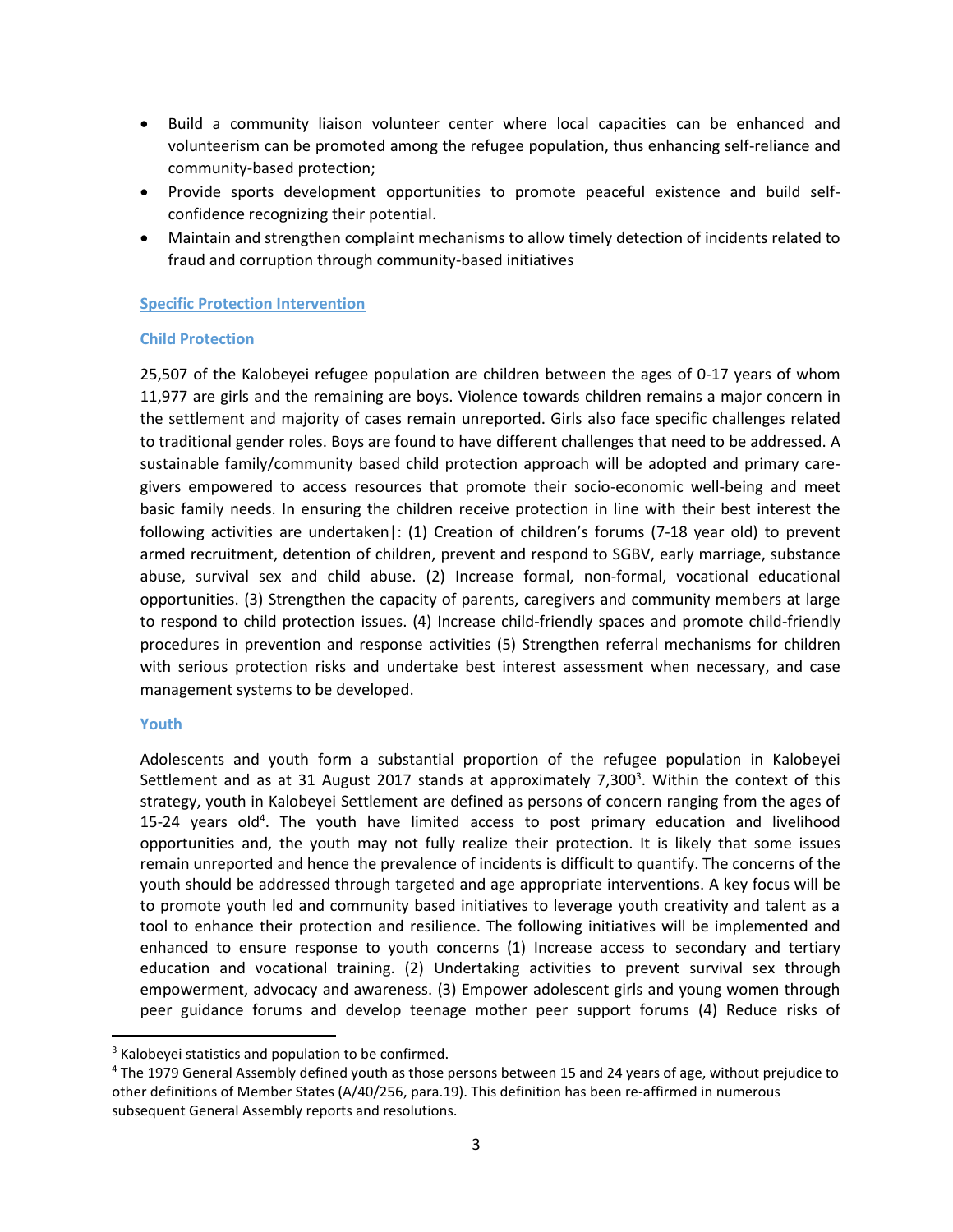- Build a community liaison volunteer center where local capacities can be enhanced and volunteerism can be promoted among the refugee population, thus enhancing self-reliance and community-based protection;
- Provide sports development opportunities to promote peaceful existence and build self-confidence recognizing their potential.
- Maintain and strengthen complaint mechanisms to allow timely detection of incidents related to fraud and corruption through community-based initiatives

## Specific Protection Intervention

### Child Protection

25,507 of the Kalobeyei refugee population are children between the ages of 0-17 years of whom 11,977 are girls and the remaining are boys. Violence towards children remains a major concern in the settlement and majority of cases remain unreported. Girls also face specific challenges related to traditional gender roles. Boys are found to have different challenges that need to be addressed. A sustainable family/community based child protection approach will be adopted and primary care-givers empowered to access resources that promote their socio-economic well-being and meet basic family needs. In ensuring the children receive protection in line with their best interest the following activities are undertaken|: (1) Creation of children's forums (7-18 year old) to prevent armed recruitment, detention of children, prevent and respond to SGBV, early marriage, substance abuse, survival sex and child abuse. (2) Increase formal, non-formal, vocational educational opportunities. (3) Strengthen the capacity of parents, caregivers and community members at large to respond to child protection issues. (4) Increase child-friendly spaces and promote child-friendly procedures in prevention and response activities (5) Strengthen referral mechanisms for children with serious protection risks and undertake best interest assessment when necessary, and case management systems to be developed.

### Youth

Adolescents and youth form a substantial proportion of the refugee population in Kalobeyei Settlement and as at 31 August 2017 stands at approximately 7,300[3]. Within the context of this strategy, youth in Kalobeyei Settlement are defined as persons of concern ranging from the ages of 15-24 years old[4]. The youth have limited access to post primary education and livelihood opportunities and, the youth may not fully realize their protection. It is likely that some issues remain unreported and hence the prevalence of incidents is difficult to quantify. The concerns of the youth should be addressed through targeted and age appropriate interventions. A key focus will be to promote youth led and community based initiatives to leverage youth creativity and talent as a tool to enhance their protection and resilience. The following initiatives will be implemented and enhanced to ensure response to youth concerns (1) Increase access to secondary and tertiary education and vocational training. (2) Undertaking activities to prevent survival sex through empowerment, advocacy and awareness. (3) Empower adolescent girls and young women through peer guidance forums and develop teenage mother peer support forums (4) Reduce risks of

---

[3] Kalobeyei statistics and population to be confirmed.

[4] The 1979 General Assembly defined youth as those persons between 15 and 24 years of age, without prejudice to other definitions of Member States (A/40/256, para.19). This definition has been re-affirmed in numerous subsequent General Assembly reports and resolutions.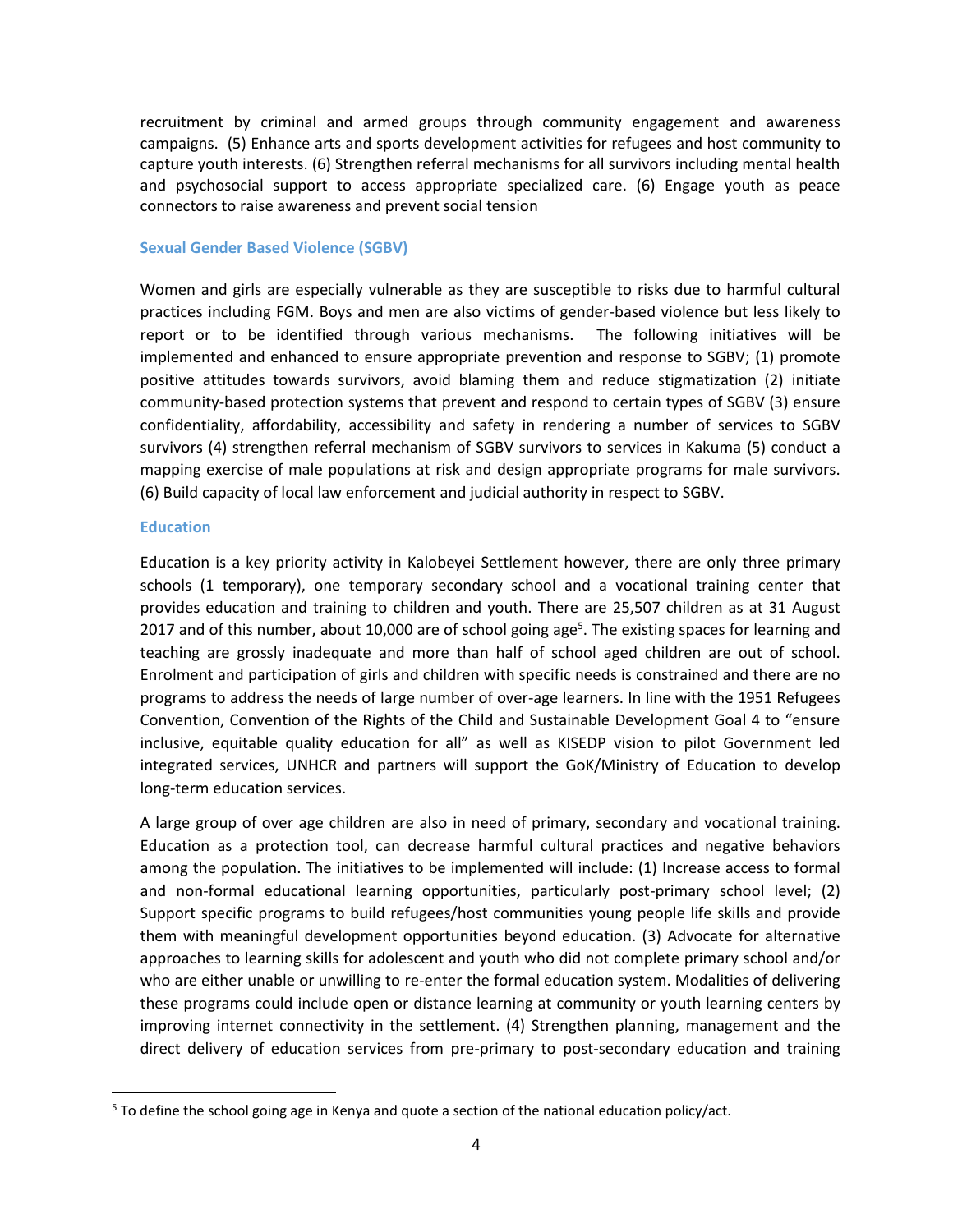recruitment by criminal and armed groups through community engagement and awareness campaigns. (5) Enhance arts and sports development activities for refugees and host community to capture youth interests. (6) Strengthen referral mechanisms for all survivors including mental health and psychosocial support to access appropriate specialized care. (6) Engage youth as peace connectors to raise awareness and prevent social tension

### Sexual Gender Based Violence (SGBV)

Women and girls are especially vulnerable as they are susceptible to risks due to harmful cultural practices including FGM. Boys and men are also victims of gender-based violence but less likely to report or to be identified through various mechanisms. The following initiatives will be implemented and enhanced to ensure appropriate prevention and response to SGBV; (1) promote positive attitudes towards survivors, avoid blaming them and reduce stigmatization (2) initiate community-based protection systems that prevent and respond to certain types of SGBV (3) ensure confidentiality, affordability, accessibility and safety in rendering a number of services to SGBV survivors (4) strengthen referral mechanism of SGBV survivors to services in Kakuma (5) conduct a mapping exercise of male populations at risk and design appropriate programs for male survivors. (6) Build capacity of local law enforcement and judicial authority in respect to SGBV.

### Education

Education is a key priority activity in Kalobeyei Settlement however, there are only three primary schools (1 temporary), one temporary secondary school and a vocational training center that provides education and training to children and youth. There are 25,507 children as at 31 August 2017 and of this number, about 10,000 are of school going age[5]. The existing spaces for learning and teaching are grossly inadequate and more than half of school aged children are out of school. Enrolment and participation of girls and children with specific needs is constrained and there are no programs to address the needs of large number of over-age learners. In line with the 1951 Refugees Convention, Convention of the Rights of the Child and Sustainable Development Goal 4 to "ensure inclusive, equitable quality education for all" as well as KISEDP vision to pilot Government led integrated services, UNHCR and partners will support the GoK/Ministry of Education to develop long-term education services.

A large group of over age children are also in need of primary, secondary and vocational training. Education as a protection tool, can decrease harmful cultural practices and negative behaviors among the population. The initiatives to be implemented will include: (1) Increase access to formal and non-formal educational learning opportunities, particularly post-primary school level; (2) Support specific programs to build refugees/host communities young people life skills and provide them with meaningful development opportunities beyond education. (3) Advocate for alternative approaches to learning skills for adolescent and youth who did not complete primary school and/or who are either unable or unwilling to re-enter the formal education system. Modalities of delivering these programs could include open or distance learning at community or youth learning centers by improving internet connectivity in the settlement. (4) Strengthen planning, management and the direct delivery of education services from pre-primary to post-secondary education and training

[5] To define the school going age in Kenya and quote a section of the national education policy/act.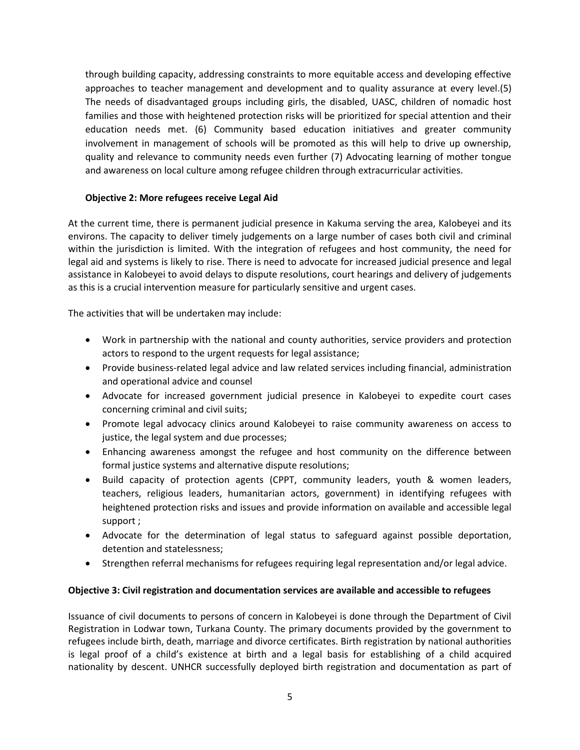through building capacity, addressing constraints to more equitable access and developing effective approaches to teacher management and development and to quality assurance at every level.(5) The needs of disadvantaged groups including girls, the disabled, UASC, children of nomadic host families and those with heightened protection risks will be prioritized for special attention and their education needs met. (6) Community based education initiatives and greater community involvement in management of schools will be promoted as this will help to drive up ownership, quality and relevance to community needs even further (7) Advocating learning of mother tongue and awareness on local culture among refugee children through extracurricular activities.

**Objective 2: More refugees receive Legal Aid**

At the current time, there is permanent judicial presence in Kakuma serving the area, Kalobeyei and its environs. The capacity to deliver timely judgements on a large number of cases both civil and criminal within the jurisdiction is limited. With the integration of refugees and host community, the need for legal aid and systems is likely to rise. There is need to advocate for increased judicial presence and legal assistance in Kalobeyei to avoid delays to dispute resolutions, court hearings and delivery of judgements as this is a crucial intervention measure for particularly sensitive and urgent cases.

The activities that will be undertaken may include:

- Work in partnership with the national and county authorities, service providers and protection actors to respond to the urgent requests for legal assistance;
- Provide business-related legal advice and law related services including financial, administration and operational advice and counsel
- Advocate for increased government judicial presence in Kalobeyei to expedite court cases concerning criminal and civil suits;
- Promote legal advocacy clinics around Kalobeyei to raise community awareness on access to justice, the legal system and due processes;
- Enhancing awareness amongst the refugee and host community on the difference between formal justice systems and alternative dispute resolutions;
- Build capacity of protection agents (CPPT, community leaders, youth & women leaders, teachers, religious leaders, humanitarian actors, government) in identifying refugees with heightened protection risks and issues and provide information on available and accessible legal support ;
- Advocate for the determination of legal status to safeguard against possible deportation, detention and statelessness;
- Strengthen referral mechanisms for refugees requiring legal representation and/or legal advice.

**Objective 3: Civil registration and documentation services are available and accessible to refugees**

Issuance of civil documents to persons of concern in Kalobeyei is done through the Department of Civil Registration in Lodwar town, Turkana County. The primary documents provided by the government to refugees include birth, death, marriage and divorce certificates. Birth registration by national authorities is legal proof of a child's existence at birth and a legal basis for establishing of a child acquired nationality by descent. UNHCR successfully deployed birth registration and documentation as part of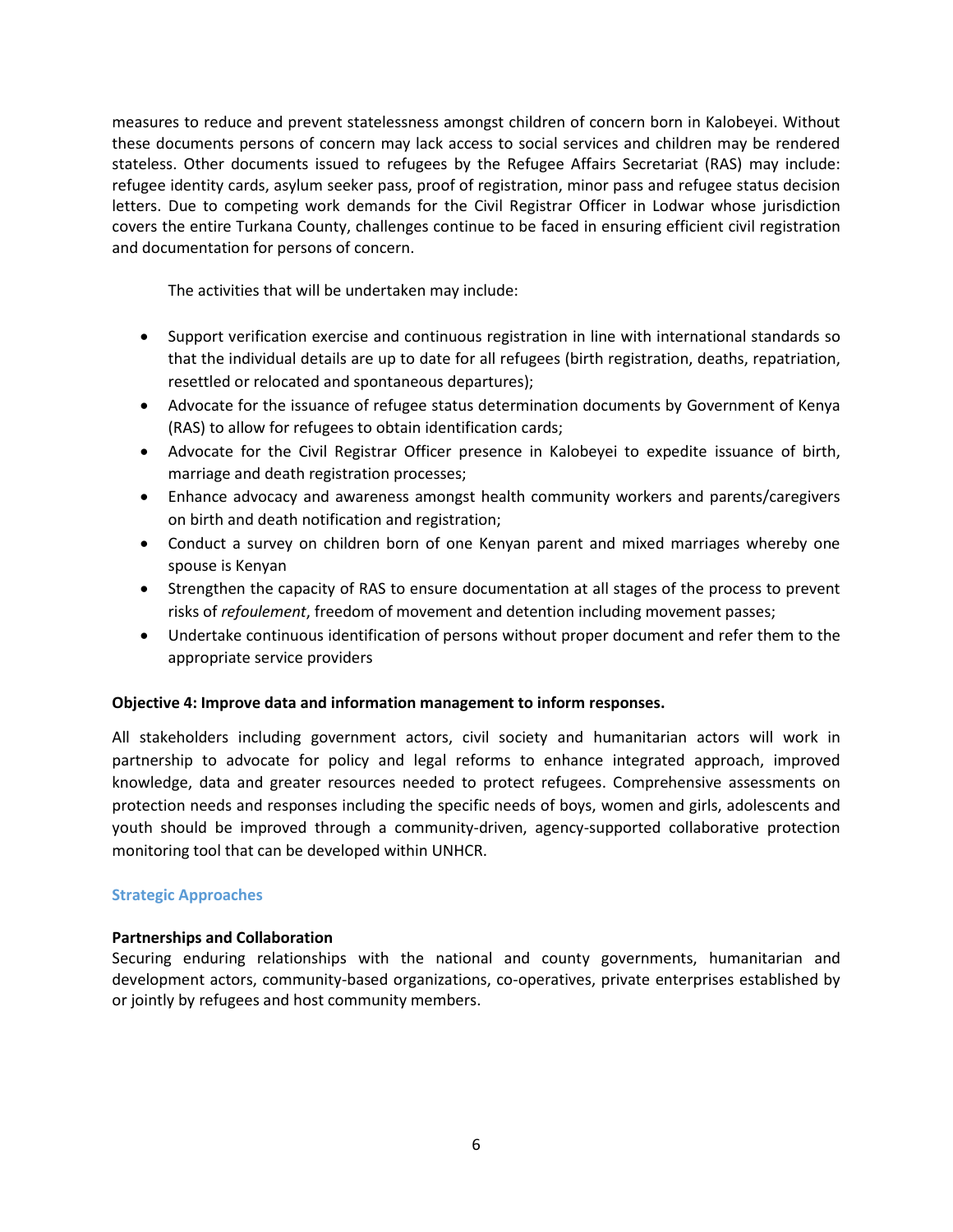measures to reduce and prevent statelessness amongst children of concern born in Kalobeyei. Without these documents persons of concern may lack access to social services and children may be rendered stateless. Other documents issued to refugees by the Refugee Affairs Secretariat (RAS) may include: refugee identity cards, asylum seeker pass, proof of registration, minor pass and refugee status decision letters. Due to competing work demands for the Civil Registrar Officer in Lodwar whose jurisdiction covers the entire Turkana County, challenges continue to be faced in ensuring efficient civil registration and documentation for persons of concern.

The activities that will be undertaken may include:

- Support verification exercise and continuous registration in line with international standards so that the individual details are up to date for all refugees (birth registration, deaths, repatriation, resettled or relocated and spontaneous departures);
- Advocate for the issuance of refugee status determination documents by Government of Kenya (RAS) to allow for refugees to obtain identification cards;
- Advocate for the Civil Registrar Officer presence in Kalobeyei to expedite issuance of birth, marriage and death registration processes;
- Enhance advocacy and awareness amongst health community workers and parents/caregivers on birth and death notification and registration;
- Conduct a survey on children born of one Kenyan parent and mixed marriages whereby one spouse is Kenyan
- Strengthen the capacity of RAS to ensure documentation at all stages of the process to prevent risks of *refoulement*, freedom of movement and detention including movement passes;
- Undertake continuous identification of persons without proper document and refer them to the appropriate service providers

**Objective 4: Improve data and information management to inform responses.**

All stakeholders including government actors, civil society and humanitarian actors will work in partnership to advocate for policy and legal reforms to enhance integrated approach, improved knowledge, data and greater resources needed to protect refugees. Comprehensive assessments on protection needs and responses including the specific needs of boys, women and girls, adolescents and youth should be improved through a community-driven, agency-supported collaborative protection monitoring tool that can be developed within UNHCR.

## Strategic Approaches

**Partnerships and Collaboration**

Securing enduring relationships with the national and county governments, humanitarian and development actors, community-based organizations, co-operatives, private enterprises established by or jointly by refugees and host community members.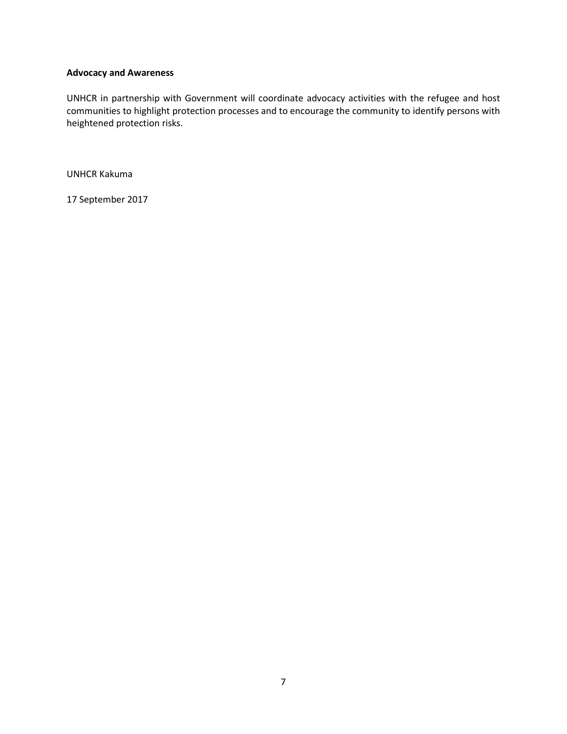**Advocacy and Awareness**

UNHCR in partnership with Government will coordinate advocacy activities with the refugee and host communities to highlight protection processes and to encourage the community to identify persons with heightened protection risks.

UNHCR Kakuma

17 September 2017